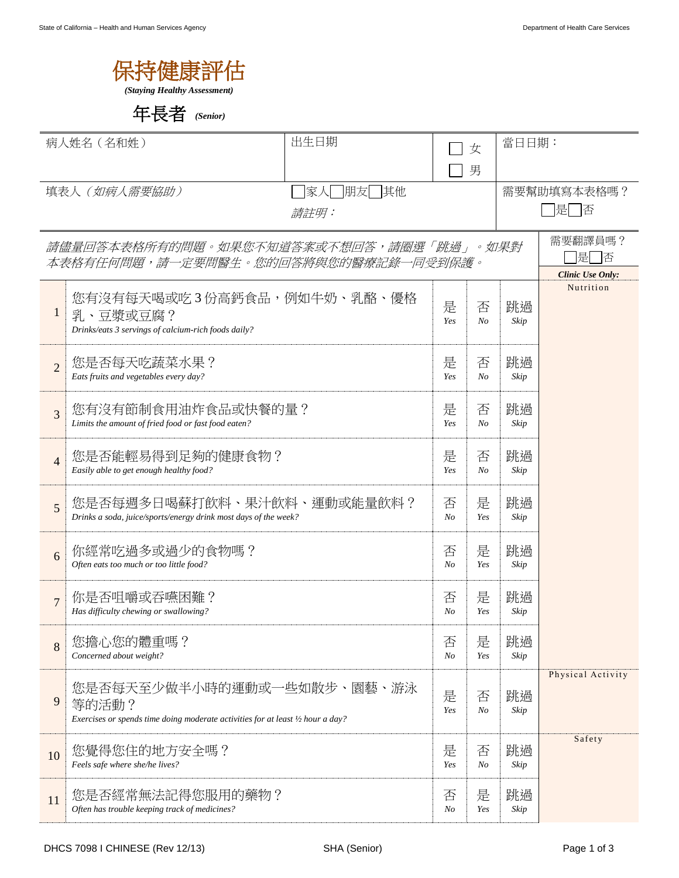# 保持健康評估

***(Staying Healthy Assessment)***

## 年長者 *(Senior)*

| 病人姓名（名和姓） | 出生日期 | ☐ 女<br>☐ 男 | 當日日期： |
|---|---|---|---|
| 填表人（*如病人需要協助*） | ☐家人☐朋友☐其他<br>*請註明：* | | 需要幫助填寫本表格嗎？<br>☐是☐否 |

*請儘量回答本表格所有的問題。如果您不知道答案或不想回答，請圈選「跳過」。如果對本表格有任何問題，請一定要問醫生。您的回答將與您的醫療記錄一同受到保護。*

需要翻譯員嗎？ ☐是☐否

| # | 問題 | | | | ***Clinic Use Only:*** |
|---|---|---|---|---|---|
| 1 | 您有沒有每天喝或吃 3 份高鈣食品，例如牛奶、乳酪、優格乳、豆漿或豆腐？<br>*Drinks/eats 3 servings of calcium-rich foods daily?* | 是 *Yes* | 否 *No* | 跳過 *Skip* | Nutrition |
| 2 | 您是否每天吃蔬菜水果？<br>*Eats fruits and vegetables every day?* | 是 *Yes* | 否 *No* | 跳過 *Skip* | |
| 3 | 您有沒有節制食用油炸食品或快餐的量？<br>*Limits the amount of fried food or fast food eaten?* | 是 *Yes* | 否 *No* | 跳過 *Skip* | |
| 4 | 您是否能輕易得到足夠的健康食物？<br>*Easily able to get enough healthy food?* | 是 *Yes* | 否 *No* | 跳過 *Skip* | |
| 5 | 您是否每週多日喝蘇打飲料、果汁飲料、運動或能量飲料？<br>*Drinks a soda, juice/sports/energy drink most days of the week?* | 否 *No* | 是 *Yes* | 跳過 *Skip* | |
| 6 | 你經常吃過多或過少的食物嗎？<br>*Often eats too much or too little food?* | 否 *No* | 是 *Yes* | 跳過 *Skip* | |
| 7 | 你是否咀嚼或吞嚥困難？<br>*Has difficulty chewing or swallowing?* | 否 *No* | 是 *Yes* | 跳過 *Skip* | |
| 8 | 您擔心您的體重嗎？<br>*Concerned about weight?* | 否 *No* | 是 *Yes* | 跳過 *Skip* | |
| 9 | 您是否每天至少做半小時的運動或一些如散步、園藝、游泳等的活動？<br>*Exercises or spends time doing moderate activities for at least ½ hour a day?* | 是 *Yes* | 否 *No* | 跳過 *Skip* | Physical Activity |
| 10 | 您覺得您住的地方安全嗎？<br>*Feels safe where she/he lives?* | 是 *Yes* | 否 *No* | 跳過 *Skip* | Safety |
| 11 | 您是否經常無法記得您服用的藥物？<br>*Often has trouble keeping track of medicines?* | 否 *No* | 是 *Yes* | 跳過 *Skip* | |

DHCS 7098 I CHINESE (Rev 12/13) SHA (Senior)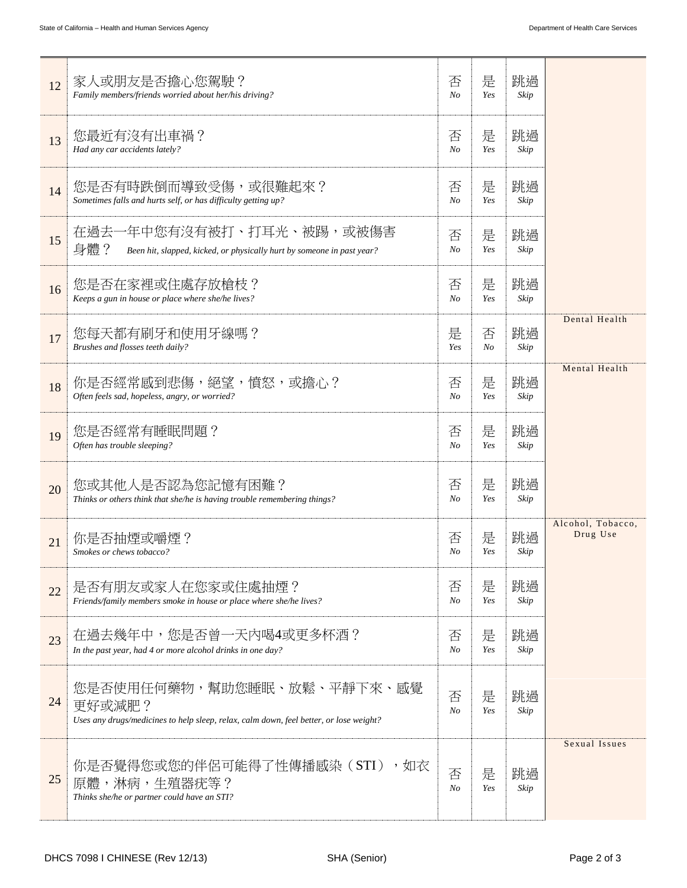| | | | | | |
|---|---|---|---|---|---|
| 12 | 家人或朋友是否擔心您駕駛？<br>*Family members/friends worried about her/his driving?* | 否<br>*No* | 是<br>*Yes* | 跳過<br>*Skip* | |
| 13 | 您最近有沒有出車禍？<br>*Had any car accidents lately?* | 否<br>*No* | 是<br>*Yes* | 跳過<br>*Skip* | |
| 14 | 您是否有時跌倒而導致受傷，或很難起來？<br>*Sometimes falls and hurts self, or has difficulty getting up?* | 否<br>*No* | 是<br>*Yes* | 跳過<br>*Skip* | |
| 15 | 在過去一年中您有沒有被打、打耳光、被踢，或被傷害身體？ *Been hit, slapped, kicked, or physically hurt by someone in past year?* | 否<br>*No* | 是<br>*Yes* | 跳過<br>*Skip* | |
| 16 | 您是否在家裡或住處存放槍枝？<br>*Keeps a gun in house or place where she/he lives?* | 否<br>*No* | 是<br>*Yes* | 跳過<br>*Skip* | |
| 17 | 您每天都有刷牙和使用牙線嗎？<br>*Brushes and flosses teeth daily?* | 是<br>*Yes* | 否<br>*No* | 跳過<br>*Skip* | Dental Health |
| 18 | 你是否經常感到悲傷，絕望，憤怒，或擔心？<br>*Often feels sad, hopeless, angry, or worried?* | 否<br>*No* | 是<br>*Yes* | 跳過<br>*Skip* | Mental Health |
| 19 | 您是否經常有睡眠問題？<br>*Often has trouble sleeping?* | 否<br>*No* | 是<br>*Yes* | 跳過<br>*Skip* | |
| 20 | 您或其他人是否認為您記憶有困難？<br>*Thinks or others think that she/he is having trouble remembering things?* | 否<br>*No* | 是<br>*Yes* | 跳過<br>*Skip* | |
| 21 | 你是否抽煙或嚼煙？<br>*Smokes or chews tobacco?* | 否<br>*No* | 是<br>*Yes* | 跳過<br>*Skip* | Alcohol, Tobacco, Drug Use |
| 22 | 是否有朋友或家人在您家或住處抽煙？<br>*Friends/family members smoke in house or place where she/he lives?* | 否<br>*No* | 是<br>*Yes* | 跳過<br>*Skip* | |
| 23 | 在過去幾年中，您是否曾一天內喝4或更多杯酒？<br>*In the past year, had 4 or more alcohol drinks in one day?* | 否<br>*No* | 是<br>*Yes* | 跳過<br>*Skip* | |
| 24 | 您是否使用任何藥物，幫助您睡眠、放鬆、平靜下來、感覺更好或減肥？<br>*Uses any drugs/medicines to help sleep, relax, calm down, feel better, or lose weight?* | 否<br>*No* | 是<br>*Yes* | 跳過<br>*Skip* | |
| 25 | 你是否覺得您或您的伴侶可能得了性傳播感染（STI），如衣原體，淋病，生殖器疣等？<br>*Thinks she/he or partner could have an STI?* | 否<br>*No* | 是<br>*Yes* | 跳過<br>*Skip* | Sexual Issues |

DHCS 7098 I CHINESE (Rev 12/13) SHA (Senior)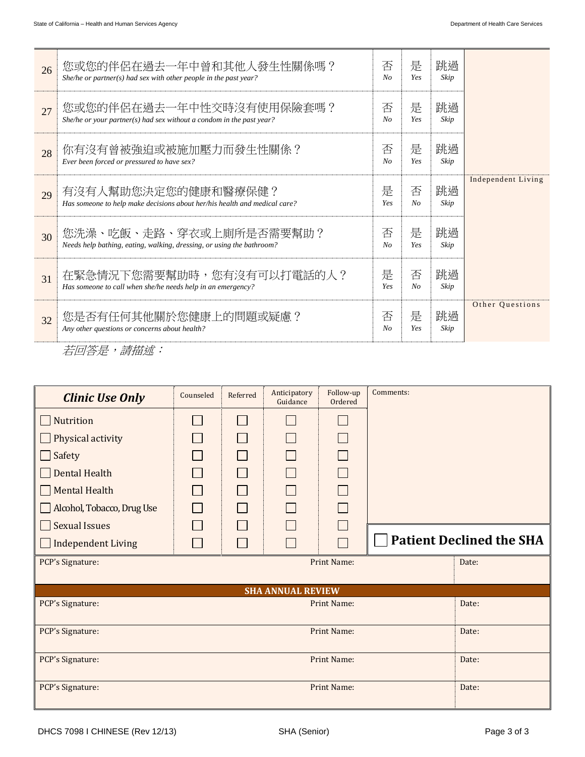| | | | | | |
|---|---|---|---|---|---|
| 26 | 您或您的伴侶在過去一年中曾和其他人發生性關係嗎？<br>*She/he or partner(s) had sex with other people in the past year?* | 否<br>*No* | 是<br>*Yes* | 跳過<br>*Skip* | |
| 27 | 您或您的伴侶在過去一年中性交時沒有使用保險套嗎？<br>*She/he or your partner(s) had sex without a condom in the past year?* | 否<br>*No* | 是<br>*Yes* | 跳過<br>*Skip* | |
| 28 | 你有沒有曾被強迫或被施加壓力而發生性關係？<br>*Ever been forced or pressured to have sex?* | 否<br>*No* | 是<br>*Yes* | 跳過<br>*Skip* | |
| 29 | 有沒有人幫助您決定您的健康和醫療保健？<br>*Has someone to help make decisions about her/his health and medical care?* | 是<br>*Yes* | 否<br>*No* | 跳過<br>*Skip* | Independent Living |
| 30 | 您洗澡、吃飯、走路、穿衣或上廁所是否需要幫助？<br>*Needs help bathing, eating, walking, dressing, or using the bathroom?* | 否<br>*No* | 是<br>*Yes* | 跳過<br>*Skip* | |
| 31 | 在緊急情況下您需要幫助時，您有沒有可以打電話的人？<br>*Has someone to call when she/he needs help in an emergency?* | 是<br>*Yes* | 否<br>*No* | 跳過<br>*Skip* | |
| 32 | 您是否有任何其他關於您健康上的問題或疑慮？<br>*Any other questions or concerns about health?* | 否<br>*No* | 是<br>*Yes* | 跳過<br>*Skip* | Other Questions |

*若回答是，請描述：*

| ***Clinic Use Only*** | Counseled | Referred | Anticipatory Guidance | Follow-up Ordered | Comments: |
|---|---|---|---|---|---|
| ☐ Nutrition | ☐ | ☐ | ☐ | ☐ | |
| ☐ Physical activity | ☐ | ☐ | ☐ | ☐ | |
| ☐ Safety | ☐ | ☐ | ☐ | ☐ | |
| ☐ Dental Health | ☐ | ☐ | ☐ | ☐ | |
| ☐ Mental Health | ☐ | ☐ | ☐ | ☐ | |
| ☐ Alcohol, Tobacco, Drug Use | ☐ | ☐ | ☐ | ☐ | |
| ☐ Sexual Issues | ☐ | ☐ | ☐ | ☐ | |
| ☐ Independent Living | ☐ | ☐ | ☐ | ☐ | ☐ **Patient Declined the SHA** |

| | | |
|---|---|---|
| PCP's Signature: | Print Name: | Date: |

**SHA ANNUAL REVIEW**

| | | |
|---|---|---|
| PCP's Signature: | Print Name: | Date: |
| PCP's Signature: | Print Name: | Date: |
| PCP's Signature: | Print Name: | Date: |
| PCP's Signature: | Print Name: | Date: |